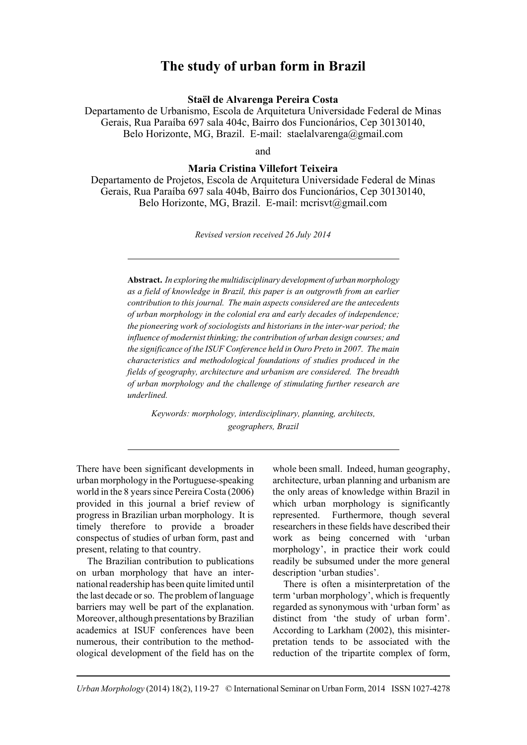# The study of urban form in Brazil

**Staël de Alvarenga Pereira Costa**
Departamento de Urbanismo, Escola de Arquitetura Universidade Federal de Minas Gerais, Rua Paraíba 697 sala 404c, Bairro dos Funcionários, Cep 30130140, Belo Horizonte, MG, Brazil. E-mail: staelalvarenga@gmail.com

and

**Maria Cristina Villefort Teixeira**
Departamento de Projetos, Escola de Arquitetura Universidade Federal de Minas Gerais, Rua Paraíba 697 sala 404b, Bairro dos Funcionários, Cep 30130140, Belo Horizonte, MG, Brazil. E-mail: mcrisvt@gmail.com

*Revised version received 26 July 2014*

---

**Abstract.** *In exploring the multidisciplinary development of urban morphology as a field of knowledge in Brazil, this paper is an outgrowth from an earlier contribution to this journal. The main aspects considered are the antecedents of urban morphology in the colonial era and early decades of independence; the pioneering work of sociologists and historians in the inter-war period; the influence of modernist thinking; the contribution of urban design courses; and the significance of the ISUF Conference held in Ouro Preto in 2007. The main characteristics and methodological foundations of studies produced in the fields of geography, architecture and urbanism are considered. The breadth of urban morphology and the challenge of stimulating further research are underlined.*

*Keywords: morphology, interdisciplinary, planning, architects, geographers, Brazil*

---

There have been significant developments in urban morphology in the Portuguese-speaking world in the 8 years since Pereira Costa (2006) provided in this journal a brief review of progress in Brazilian urban morphology. It is timely therefore to provide a broader conspectus of studies of urban form, past and present, relating to that country.

The Brazilian contribution to publications on urban morphology that have an international readership has been quite limited until the last decade or so. The problem of language barriers may well be part of the explanation. Moreover, although presentations by Brazilian academics at ISUF conferences have been numerous, their contribution to the methodological development of the field has on the whole been small. Indeed, human geography, architecture, urban planning and urbanism are the only areas of knowledge within Brazil in which urban morphology is significantly represented. Furthermore, though several researchers in these fields have described their work as being concerned with 'urban morphology', in practice their work could readily be subsumed under the more general description 'urban studies'.

There is often a misinterpretation of the term 'urban morphology', which is frequently regarded as synonymous with 'urban form' as distinct from 'the study of urban form'. According to Larkham (2002), this misinterpretation tends to be associated with the reduction of the tripartite complex of form,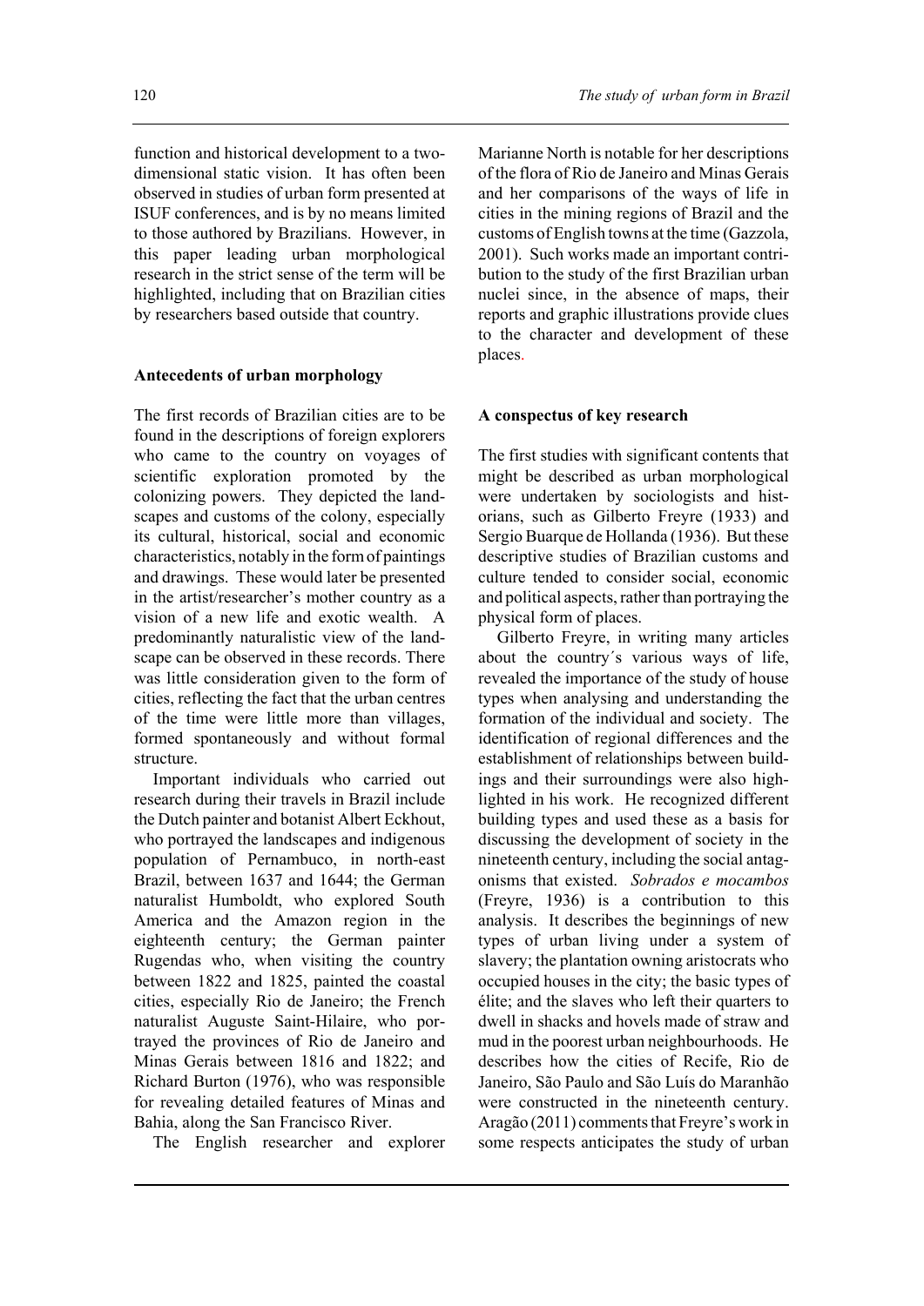function and historical development to a two-dimensional static vision. It has often been observed in studies of urban form presented at ISUF conferences, and is by no means limited to those authored by Brazilians. However, in this paper leading urban morphological research in the strict sense of the term will be highlighted, including that on Brazilian cities by researchers based outside that country.

### Antecedents of urban morphology

The first records of Brazilian cities are to be found in the descriptions of foreign explorers who came to the country on voyages of scientific exploration promoted by the colonizing powers. They depicted the landscapes and customs of the colony, especially its cultural, historical, social and economic characteristics, notably in the form of paintings and drawings. These would later be presented in the artist/researcher's mother country as a vision of a new life and exotic wealth. A predominantly naturalistic view of the landscape can be observed in these records. There was little consideration given to the form of cities, reflecting the fact that the urban centres of the time were little more than villages, formed spontaneously and without formal structure.

Important individuals who carried out research during their travels in Brazil include the Dutch painter and botanist Albert Eckhout, who portrayed the landscapes and indigenous population of Pernambuco, in north-east Brazil, between 1637 and 1644; the German naturalist Humboldt, who explored South America and the Amazon region in the eighteenth century; the German painter Rugendas who, when visiting the country between 1822 and 1825, painted the coastal cities, especially Rio de Janeiro; the French naturalist Auguste Saint-Hilaire, who portrayed the provinces of Rio de Janeiro and Minas Gerais between 1816 and 1822; and Richard Burton (1976), who was responsible for revealing detailed features of Minas and Bahia, along the San Francisco River.

The English researcher and explorer Marianne North is notable for her descriptions of the flora of Rio de Janeiro and Minas Gerais and her comparisons of the ways of life in cities in the mining regions of Brazil and the customs of English towns at the time (Gazzola, 2001). Such works made an important contribution to the study of the first Brazilian urban nuclei since, in the absence of maps, their reports and graphic illustrations provide clues to the character and development of these places.

### A conspectus of key research

The first studies with significant contents that might be described as urban morphological were undertaken by sociologists and historians, such as Gilberto Freyre (1933) and Sergio Buarque de Hollanda (1936). But these descriptive studies of Brazilian customs and culture tended to consider social, economic and political aspects, rather than portraying the physical form of places.

Gilberto Freyre, in writing many articles about the country´s various ways of life, revealed the importance of the study of house types when analysing and understanding the formation of the individual and society. The identification of regional differences and the establishment of relationships between buildings and their surroundings were also highlighted in his work. He recognized different building types and used these as a basis for discussing the development of society in the nineteenth century, including the social antagonisms that existed. *Sobrados e mocambos* (Freyre, 1936) is a contribution to this analysis. It describes the beginnings of new types of urban living under a system of slavery; the plantation owning aristocrats who occupied houses in the city; the basic types of élite; and the slaves who left their quarters to dwell in shacks and hovels made of straw and mud in the poorest urban neighbourhoods. He describes how the cities of Recife, Rio de Janeiro, São Paulo and São Luís do Maranhão were constructed in the nineteenth century. Aragão (2011) comments that Freyre's work in some respects anticipates the study of urban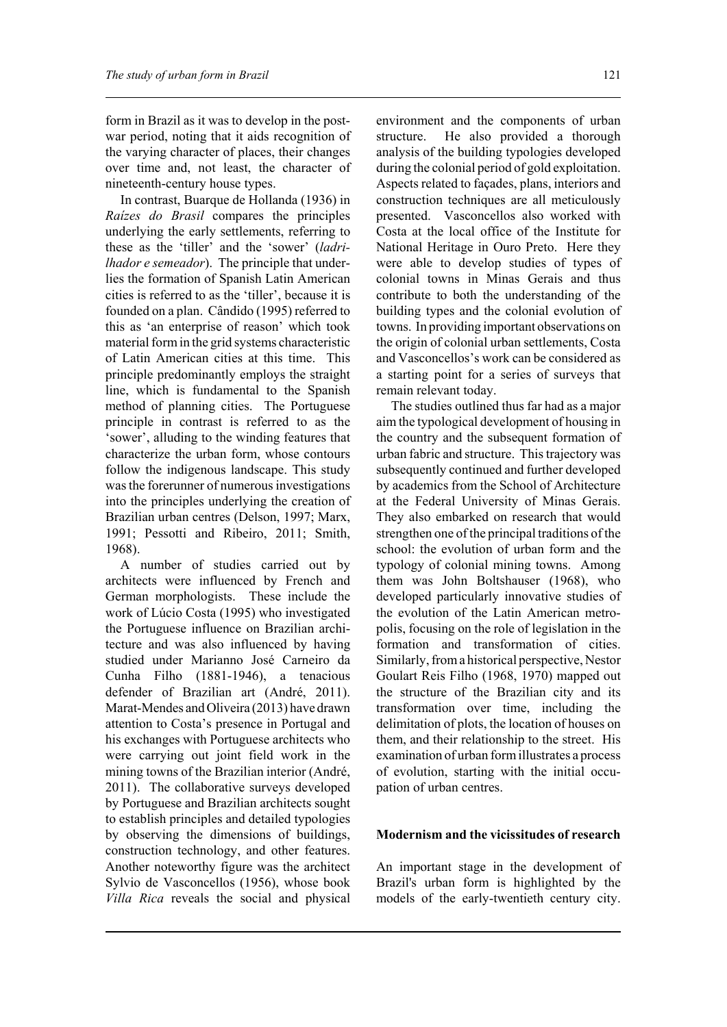form in Brazil as it was to develop in the post-war period, noting that it aids recognition of the varying character of places, their changes over time and, not least, the character of nineteenth-century house types.

In contrast, Buarque de Hollanda (1936) in *Raízes do Brasil* compares the principles underlying the early settlements, referring to these as the 'tiller' and the 'sower' (*ladrilhador e semeador*). The principle that underlies the formation of Spanish Latin American cities is referred to as the 'tiller', because it is founded on a plan. Cândido (1995) referred to this as 'an enterprise of reason' which took material form in the grid systems characteristic of Latin American cities at this time. This principle predominantly employs the straight line, which is fundamental to the Spanish method of planning cities. The Portuguese principle in contrast is referred to as the 'sower', alluding to the winding features that characterize the urban form, whose contours follow the indigenous landscape. This study was the forerunner of numerous investigations into the principles underlying the creation of Brazilian urban centres (Delson, 1997; Marx, 1991; Pessotti and Ribeiro, 2011; Smith, 1968).

A number of studies carried out by architects were influenced by French and German morphologists. These include the work of Lúcio Costa (1995) who investigated the Portuguese influence on Brazilian architecture and was also influenced by having studied under Marianno José Carneiro da Cunha Filho (1881-1946), a tenacious defender of Brazilian art (André, 2011). Marat-Mendes and Oliveira (2013) have drawn attention to Costa's presence in Portugal and his exchanges with Portuguese architects who were carrying out joint field work in the mining towns of the Brazilian interior (André, 2011). The collaborative surveys developed by Portuguese and Brazilian architects sought to establish principles and detailed typologies by observing the dimensions of buildings, construction technology, and other features. Another noteworthy figure was the architect Sylvio de Vasconcellos (1956), whose book *Villa Rica* reveals the social and physical environment and the components of urban structure. He also provided a thorough analysis of the building typologies developed during the colonial period of gold exploitation. Aspects related to façades, plans, interiors and construction techniques are all meticulously presented. Vasconcellos also worked with Costa at the local office of the Institute for National Heritage in Ouro Preto. Here they were able to develop studies of types of colonial towns in Minas Gerais and thus contribute to both the understanding of the building types and the colonial evolution of towns. In providing important observations on the origin of colonial urban settlements, Costa and Vasconcellos's work can be considered as a starting point for a series of surveys that remain relevant today.

The studies outlined thus far had as a major aim the typological development of housing in the country and the subsequent formation of urban fabric and structure. This trajectory was subsequently continued and further developed by academics from the School of Architecture at the Federal University of Minas Gerais. They also embarked on research that would strengthen one of the principal traditions of the school: the evolution of urban form and the typology of colonial mining towns. Among them was John Boltshauser (1968), who developed particularly innovative studies of the evolution of the Latin American metropolis, focusing on the role of legislation in the formation and transformation of cities. Similarly, from a historical perspective, Nestor Goulart Reis Filho (1968, 1970) mapped out the structure of the Brazilian city and its transformation over time, including the delimitation of plots, the location of houses on them, and their relationship to the street. His examination of urban form illustrates a process of evolution, starting with the initial occupation of urban centres.

## Modernism and the vicissitudes of research

An important stage in the development of Brazil's urban form is highlighted by the models of the early-twentieth century city.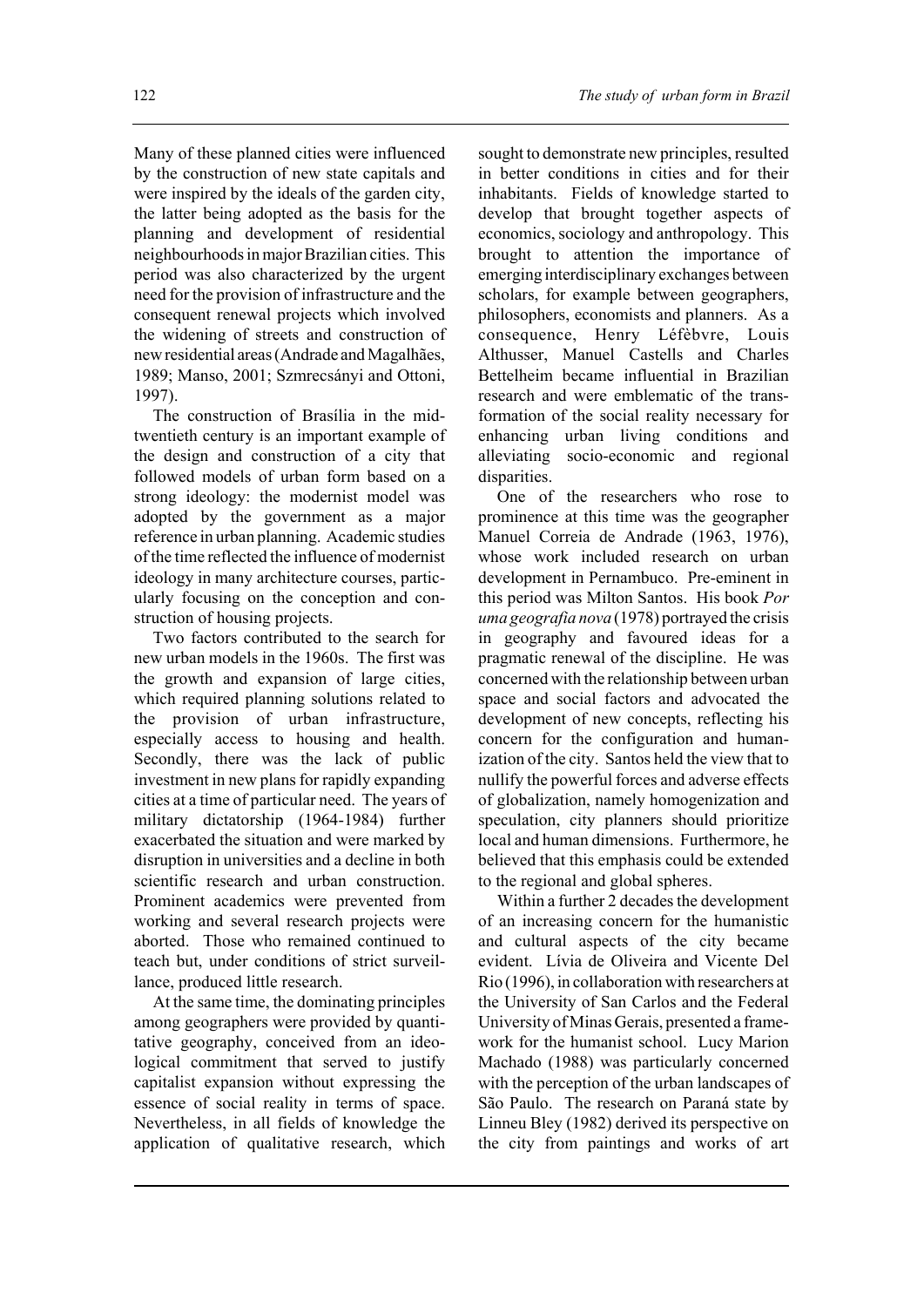Many of these planned cities were influenced by the construction of new state capitals and were inspired by the ideals of the garden city, the latter being adopted as the basis for the planning and development of residential neighbourhoods in major Brazilian cities. This period was also characterized by the urgent need for the provision of infrastructure and the consequent renewal projects which involved the widening of streets and construction of new residential areas (Andrade and Magalhães, 1989; Manso, 2001; Szmrecsányi and Ottoni, 1997).

The construction of Brasília in the mid-twentieth century is an important example of the design and construction of a city that followed models of urban form based on a strong ideology: the modernist model was adopted by the government as a major reference in urban planning. Academic studies of the time reflected the influence of modernist ideology in many architecture courses, particularly focusing on the conception and construction of housing projects.

Two factors contributed to the search for new urban models in the 1960s. The first was the growth and expansion of large cities, which required planning solutions related to the provision of urban infrastructure, especially access to housing and health. Secondly, there was the lack of public investment in new plans for rapidly expanding cities at a time of particular need. The years of military dictatorship (1964-1984) further exacerbated the situation and were marked by disruption in universities and a decline in both scientific research and urban construction. Prominent academics were prevented from working and several research projects were aborted. Those who remained continued to teach but, under conditions of strict surveillance, produced little research.

At the same time, the dominating principles among geographers were provided by quantitative geography, conceived from an ideological commitment that served to justify capitalist expansion without expressing the essence of social reality in terms of space. Nevertheless, in all fields of knowledge the application of qualitative research, which sought to demonstrate new principles, resulted in better conditions in cities and for their inhabitants. Fields of knowledge started to develop that brought together aspects of economics, sociology and anthropology. This brought to attention the importance of emerging interdisciplinary exchanges between scholars, for example between geographers, philosophers, economists and planners. As a consequence, Henry Léfèbvre, Louis Althusser, Manuel Castells and Charles Bettelheim became influential in Brazilian research and were emblematic of the transformation of the social reality necessary for enhancing urban living conditions and alleviating socio-economic and regional disparities.

One of the researchers who rose to prominence at this time was the geographer Manuel Correia de Andrade (1963, 1976), whose work included research on urban development in Pernambuco. Pre-eminent in this period was Milton Santos. His book *Por uma geografia nova* (1978) portrayed the crisis in geography and favoured ideas for a pragmatic renewal of the discipline. He was concerned with the relationship between urban space and social factors and advocated the development of new concepts, reflecting his concern for the configuration and humanization of the city. Santos held the view that to nullify the powerful forces and adverse effects of globalization, namely homogenization and speculation, city planners should prioritize local and human dimensions. Furthermore, he believed that this emphasis could be extended to the regional and global spheres.

Within a further 2 decades the development of an increasing concern for the humanistic and cultural aspects of the city became evident. Lívia de Oliveira and Vicente Del Rio (1996), in collaboration with researchers at the University of San Carlos and the Federal University of Minas Gerais, presented a framework for the humanist school. Lucy Marion Machado (1988) was particularly concerned with the perception of the urban landscapes of São Paulo. The research on Paraná state by Linneu Bley (1982) derived its perspective on the city from paintings and works of art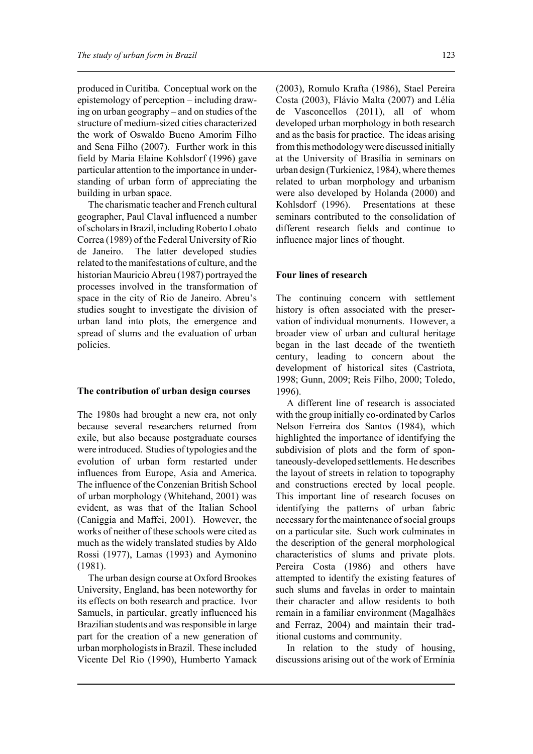produced in Curitiba. Conceptual work on the epistemology of perception – including drawing on urban geography – and on studies of the structure of medium-sized cities characterized the work of Oswaldo Bueno Amorim Filho and Sena Filho (2007). Further work in this field by Maria Elaine Kohlsdorf (1996) gave particular attention to the importance in understanding of urban form of appreciating the building in urban space.

The charismatic teacher and French cultural geographer, Paul Claval influenced a number of scholars in Brazil, including Roberto Lobato Correa (1989) of the Federal University of Rio de Janeiro. The latter developed studies related to the manifestations of culture, and the historian Mauricio Abreu (1987) portrayed the processes involved in the transformation of space in the city of Rio de Janeiro. Abreu's studies sought to investigate the division of urban land into plots, the emergence and spread of slums and the evaluation of urban policies.

## The contribution of urban design courses

The 1980s had brought a new era, not only because several researchers returned from exile, but also because postgraduate courses were introduced. Studies of typologies and the evolution of urban form restarted under influences from Europe, Asia and America. The influence of the Conzenian British School of urban morphology (Whitehand, 2001) was evident, as was that of the Italian School (Caniggia and Maffei, 2001). However, the works of neither of these schools were cited as much as the widely translated studies by Aldo Rossi (1977), Lamas (1993) and Aymonino (1981).

The urban design course at Oxford Brookes University, England, has been noteworthy for its effects on both research and practice. Ivor Samuels, in particular, greatly influenced his Brazilian students and was responsible in large part for the creation of a new generation of urban morphologists in Brazil. These included Vicente Del Rio (1990), Humberto Yamack (2003), Romulo Krafta (1986), Stael Pereira Costa (2003), Flávio Malta (2007) and Lélia de Vasconcellos (2011), all of whom developed urban morphology in both research and as the basis for practice. The ideas arising from this methodology were discussed initially at the University of Brasília in seminars on urban design (Turkienicz, 1984), where themes related to urban morphology and urbanism were also developed by Holanda (2000) and Kohlsdorf (1996). Presentations at these seminars contributed to the consolidation of different research fields and continue to influence major lines of thought.

## Four lines of research

The continuing concern with settlement history is often associated with the preservation of individual monuments. However, a broader view of urban and cultural heritage began in the last decade of the twentieth century, leading to concern about the development of historical sites (Castriota, 1998; Gunn, 2009; Reis Filho, 2000; Toledo, 1996).

A different line of research is associated with the group initially co-ordinated by Carlos Nelson Ferreira dos Santos (1984), which highlighted the importance of identifying the subdivision of plots and the form of spontaneously-developed settlements. He describes the layout of streets in relation to topography and constructions erected by local people. This important line of research focuses on identifying the patterns of urban fabric necessary for the maintenance of social groups on a particular site. Such work culminates in the description of the general morphological characteristics of slums and private plots. Pereira Costa (1986) and others have attempted to identify the existing features of such slums and favelas in order to maintain their character and allow residents to both remain in a familiar environment (Magalhães and Ferraz, 2004) and maintain their traditional customs and community.

In relation to the study of housing, discussions arising out of the work of Ermínia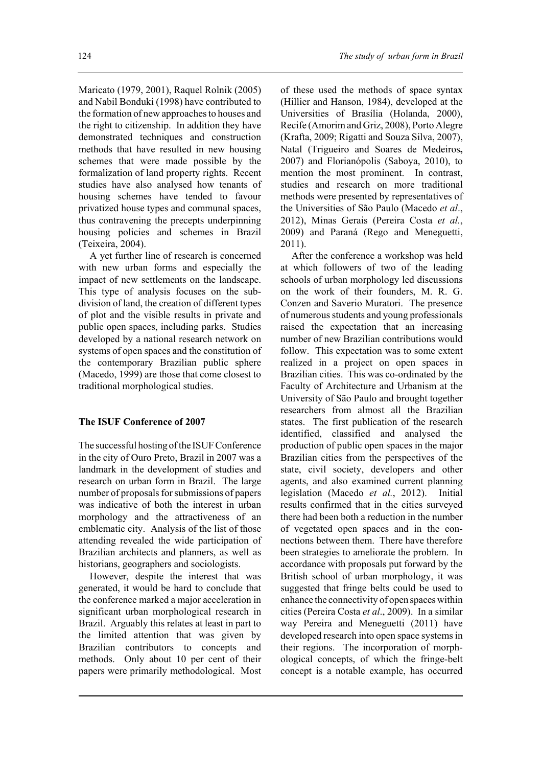Maricato (1979, 2001), Raquel Rolnik (2005) and Nabil Bonduki (1998) have contributed to the formation of new approaches to houses and the right to citizenship. In addition they have demonstrated techniques and construction methods that have resulted in new housing schemes that were made possible by the formalization of land property rights. Recent studies have also analysed how tenants of housing schemes have tended to favour privatized house types and communal spaces, thus contravening the precepts underpinning housing policies and schemes in Brazil (Teixeira, 2004).

A yet further line of research is concerned with new urban forms and especially the impact of new settlements on the landscape. This type of analysis focuses on the sub-division of land, the creation of different types of plot and the visible results in private and public open spaces, including parks. Studies developed by a national research network on systems of open spaces and the constitution of the contemporary Brazilian public sphere (Macedo, 1999) are those that come closest to traditional morphological studies.

## The ISUF Conference of 2007

The successful hosting of the ISUF Conference in the city of Ouro Preto, Brazil in 2007 was a landmark in the development of studies and research on urban form in Brazil. The large number of proposals for submissions of papers was indicative of both the interest in urban morphology and the attractiveness of an emblematic city. Analysis of the list of those attending revealed the wide participation of Brazilian architects and planners, as well as historians, geographers and sociologists.

However, despite the interest that was generated, it would be hard to conclude that the conference marked a major acceleration in significant urban morphological research in Brazil. Arguably this relates at least in part to the limited attention that was given by Brazilian contributors to concepts and methods. Only about 10 per cent of their papers were primarily methodological. Most of these used the methods of space syntax (Hillier and Hanson, 1984), developed at the Universities of Brasília (Holanda, 2000), Recife (Amorim and Griz, 2008), Porto Alegre (Krafta, 2009; Rigatti and Souza Silva, 2007), Natal (Trigueiro and Soares de Medeiros**,** 2007) and Florianópolis (Saboya, 2010), to mention the most prominent. In contrast, studies and research on more traditional methods were presented by representatives of the Universities of São Paulo (Macedo *et al*., 2012), Minas Gerais (Pereira Costa *et al.*, 2009) and Paraná (Rego and Meneguetti, 2011).

After the conference a workshop was held at which followers of two of the leading schools of urban morphology led discussions on the work of their founders, M. R. G. Conzen and Saverio Muratori. The presence of numerous students and young professionals raised the expectation that an increasing number of new Brazilian contributions would follow. This expectation was to some extent realized in a project on open spaces in Brazilian cities. This was co-ordinated by the Faculty of Architecture and Urbanism at the University of São Paulo and brought together researchers from almost all the Brazilian states. The first publication of the research identified, classified and analysed the production of public open spaces in the major Brazilian cities from the perspectives of the state, civil society, developers and other agents, and also examined current planning legislation (Macedo *et al.*, 2012). Initial results confirmed that in the cities surveyed there had been both a reduction in the number of vegetated open spaces and in the connections between them. There have therefore been strategies to ameliorate the problem. In accordance with proposals put forward by the British school of urban morphology, it was suggested that fringe belts could be used to enhance the connectivity of open spaces within cities (Pereira Costa *et al*., 2009). In a similar way Pereira and Meneguetti (2011) have developed research into open space systems in their regions. The incorporation of morphological concepts, of which the fringe-belt concept is a notable example, has occurred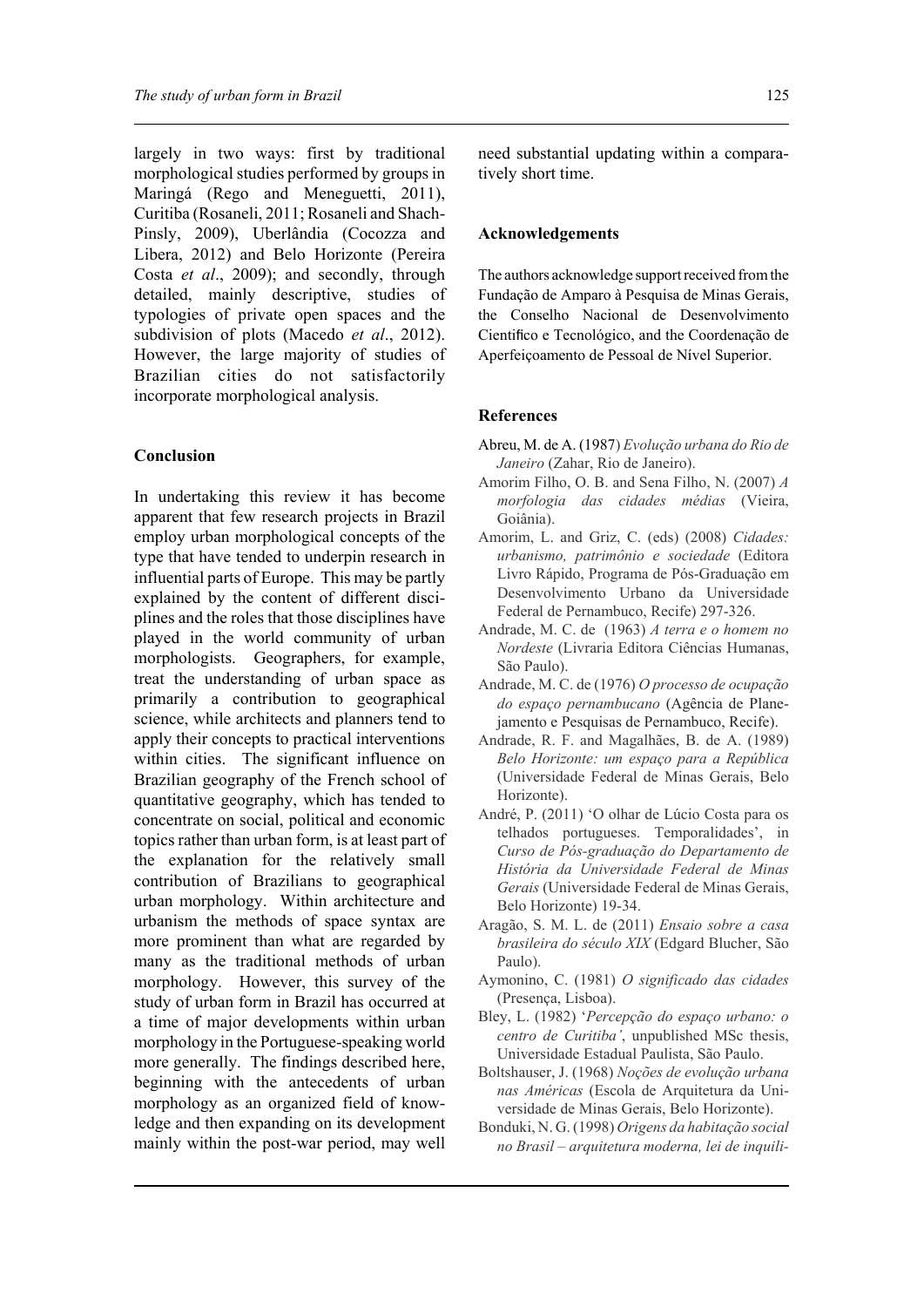largely in two ways: first by traditional morphological studies performed by groups in Maringá (Rego and Meneguetti, 2011), Curitiba (Rosaneli, 2011; Rosaneli and Shach-Pinsly, 2009), Uberlândia (Cocozza and Libera, 2012) and Belo Horizonte (Pereira Costa *et al*., 2009); and secondly, through detailed, mainly descriptive, studies of typologies of private open spaces and the subdivision of plots (Macedo *et al*., 2012). However, the large majority of studies of Brazilian cities do not satisfactorily incorporate morphological analysis.

### Conclusion

In undertaking this review it has become apparent that few research projects in Brazil employ urban morphological concepts of the type that have tended to underpin research in influential parts of Europe. This may be partly explained by the content of different disciplines and the roles that those disciplines have played in the world community of urban morphologists. Geographers, for example, treat the understanding of urban space as primarily a contribution to geographical science, while architects and planners tend to apply their concepts to practical interventions within cities. The significant influence on Brazilian geography of the French school of quantitative geography, which has tended to concentrate on social, political and economic topics rather than urban form, is at least part of the explanation for the relatively small contribution of Brazilians to geographical urban morphology. Within architecture and urbanism the methods of space syntax are more prominent than what are regarded by many as the traditional methods of urban morphology. However, this survey of the study of urban form in Brazil has occurred at a time of major developments within urban morphology in the Portuguese-speaking world more generally. The findings described here, beginning with the antecedents of urban morphology as an organized field of knowledge and then expanding on its development mainly within the post-war period, may well need substantial updating within a comparatively short time.

### Acknowledgements

The authors acknowledge support received from the Fundação de Amparo à Pesquisa de Minas Gerais, the Conselho Nacional de Desenvolvimento Cientifico e Tecnológico, and the Coordenação de Aperfeiçoamento de Pessoal de Nível Superior.

### References

Abreu, M. de A. (1987) *Evolução urbana do Rio de Janeiro* (Zahar, Rio de Janeiro).

Amorim Filho, O. B. and Sena Filho, N. (2007) *A morfologia das cidades médias* (Vieira, Goiânia).

Amorim, L. and Griz, C. (eds) (2008) *Cidades: urbanismo, patrimônio e sociedade* (Editora Livro Rápido, Programa de Pós-Graduação em Desenvolvimento Urbano da Universidade Federal de Pernambuco, Recife) 297-326.

Andrade, M. C. de (1963) *A terra e o homem no Nordeste* (Livraria Editora Ciências Humanas, São Paulo).

Andrade, M. C. de (1976) *O processo de ocupação do espaço pernambucano* (Agência de Planejamento e Pesquisas de Pernambuco, Recife).

Andrade, R. F. and Magalhães, B. de A. (1989) *Belo Horizonte: um espaço para a República* (Universidade Federal de Minas Gerais, Belo Horizonte).

André, P. (2011) 'O olhar de Lúcio Costa para os telhados portugueses. Temporalidades', in *Curso de Pós-graduação do Departamento de História da Universidade Federal de Minas Gerais* (Universidade Federal de Minas Gerais, Belo Horizonte) 19-34.

Aragão, S. M. L. de (2011) *Ensaio sobre a casa brasileira do século XIX* (Edgard Blucher, São Paulo).

Aymonino, C. (1981) *O significado das cidades* (Presença, Lisboa).

Bley, L. (1982) '*Percepção do espaço urbano: o centro de Curitiba'*, unpublished MSc thesis, Universidade Estadual Paulista, São Paulo.

Boltshauser, J. (1968) *Noções de evolução urbana nas Américas* (Escola de Arquitetura da Universidade de Minas Gerais, Belo Horizonte).

Bonduki, N. G. (1998) *Origens da habitação social no Brasil – arquitetura moderna, lei de inquili-*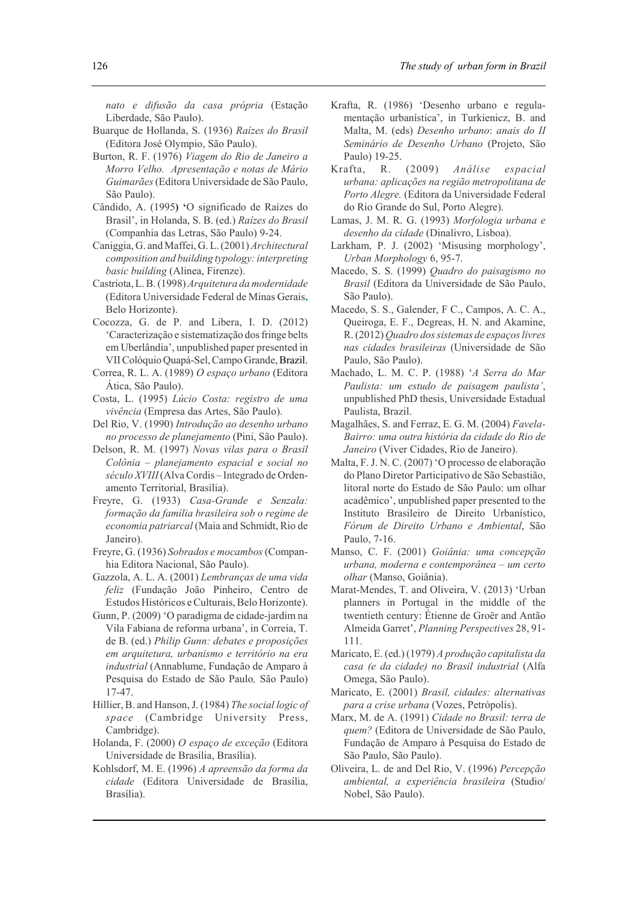*nato e difusão da casa própria* (Estação Liberdade, São Paulo).

Buarque de Hollanda, S. (1936) *Raízes do Brasil* (Editora José Olympio, São Paulo).

Burton, R. F. (1976) *Viagem do Rio de Janeiro a Morro Velho. Apresentação e notas de Mário Guimarães* (Editora Universidade de São Paulo, São Paulo).

Cândido, A. (1995) 'O significado de Raízes do Brasil', in Holanda, S. B. (ed.) *Raízes do Brasil* (Companhia das Letras, São Paulo) 9-24.

Caniggia, G. and Maffei, G. L. (2001) *Architectural composition and building typology: interpreting basic building* (Alinea, Firenze).

Castriota, L. B. (1998) *Arquitetura da modernidade* (Editora Universidade Federal de Minas Gerais, Belo Horizonte).

Cocozza, G. de P. and Libera, I. D. (2012) 'Caracterização e sistematização dos fringe belts em Uberlândia', unpublished paper presented in VII Colóquio Quapá-Sel, Campo Grande, Brazil.

Correa, R. L. A. (1989) *O espaço urbano* (Editora Ática, São Paulo).

Costa, L. (1995) *Lúcio Costa: registro de uma vivência* (Empresa das Artes, São Paulo).

Del Rio, V. (1990) *Introdução ao desenho urbano no processo de planejamento* (Pini, São Paulo).

Delson, R. M. (1997) *Novas vilas para o Brasil Colônia – planejamento espacial e social no século XVIII* (Alva Cordis – Integrado de Ordenamento Territorial, Brasília).

Freyre, G. (1933) *Casa-Grande e Senzala: formação da família brasileira sob o regime de economia patriarcal* (Maia and Schmidt, Rio de Janeiro).

Freyre, G. (1936) *Sobrados e mocambos* (Companhia Editora Nacional, São Paulo).

Gazzola, A. L. A. (2001) *Lembranças de uma vida feliz* (Fundação João Pinheiro, Centro de Estudos Históricos e Culturais, Belo Horizonte).

Gunn, P. (2009) 'O paradigma de cidade-jardim na Vila Fabiana de reforma urbana', in Correia, T. de B. (ed.) *Philip Gunn: debates e proposições em arquitetura, urbanismo e território na era industrial* (Annablume, Fundação de Amparo à Pesquisa do Estado de São Paulo, São Paulo) 17-47.

Hillier, B. and Hanson, J. (1984) *The social logic of space* (Cambridge University Press, Cambridge).

Holanda, F. (2000) *O espaço de exceção* (Editora Universidade de Brasília, Brasília).

Kohlsdorf, M. E. (1996) *A apreensão da forma da cidade* (Editora Universidade de Brasília, Brasília).

Krafta, R. (1986) 'Desenho urbano e regulamentação urbanística', in Turkienicz, B. and Malta, M. (eds) *Desenho urbano*: *anais do II Seminário de Desenho Urbano* (Projeto, São Paulo) 19-25.

Krafta, R. (2009) *Análise espacial urbana: aplicações na região metropolitana de Porto Alegre.* (Editora da Universidade Federal do Rio Grande do Sul, Porto Alegre).

Lamas, J. M. R. G. (1993) *Morfologia urbana e desenho da cidade* (Dinalivro, Lisboa).

Larkham, P. J. (2002) 'Misusing morphology', *Urban Morphology* 6, 95-7.

Macedo, S. S. (1999) *Quadro do paisagismo no Brasil* (Editora da Universidade de São Paulo, São Paulo).

Macedo, S. S., Galender, F C., Campos, A. C. A., Queiroga, E. F., Degreas, H. N. and Akamine, R. (2012) *Quadro dos sistemas de espaços livres nas cidades brasileiras* (Universidade de São Paulo, São Paulo).

Machado, L. M. C. P. (1988) '*A Serra do Mar Paulista: um estudo de paisagem paulista'*, unpublished PhD thesis, Universidade Estadual Paulista, Brazil.

Magalhães, S. and Ferraz, E. G. M. (2004) *Favela-Bairro: uma outra história da cidade do Rio de Janeiro* (Viver Cidades, Rio de Janeiro).

Malta, F. J. N. C. (2007) 'O processo de elaboração do Plano Diretor Participativo de São Sebastião, litoral norte do Estado de São Paulo: um olhar acadêmico', unpublished paper presented to the Instituto Brasileiro de Direito Urbanístico, *Fórum de Direito Urbano e Ambiental*, São Paulo, 7-16.

Manso, C. F. (2001) *Goiânia: uma concepção urbana, moderna e contemporânea – um certo olhar* (Manso, Goiânia).

Marat-Mendes, T. and Oliveira, V. (2013) 'Urban planners in Portugal in the middle of the twentieth century: Étienne de Groër and Antão Almeida Garret', *Planning Perspectives* 28, 91-111.

Maricato, E. (ed.) (1979) *A produção capitalista da casa (e da cidade) no Brasil industrial* (Alfa Omega, São Paulo).

Maricato, E. (2001) *Brasil, cidades: alternativas para a crise urbana* (Vozes, Petrópolis).

Marx, M. de A. (1991) *Cidade no Brasil: terra de quem?* (Editora de Universidade de São Paulo, Fundação de Amparo à Pesquisa do Estado de São Paulo, São Paulo).

Oliveira, L. de and Del Rio, V. (1996) *Percepção ambiental, a experiência brasileira* (Studio/Nobel, São Paulo).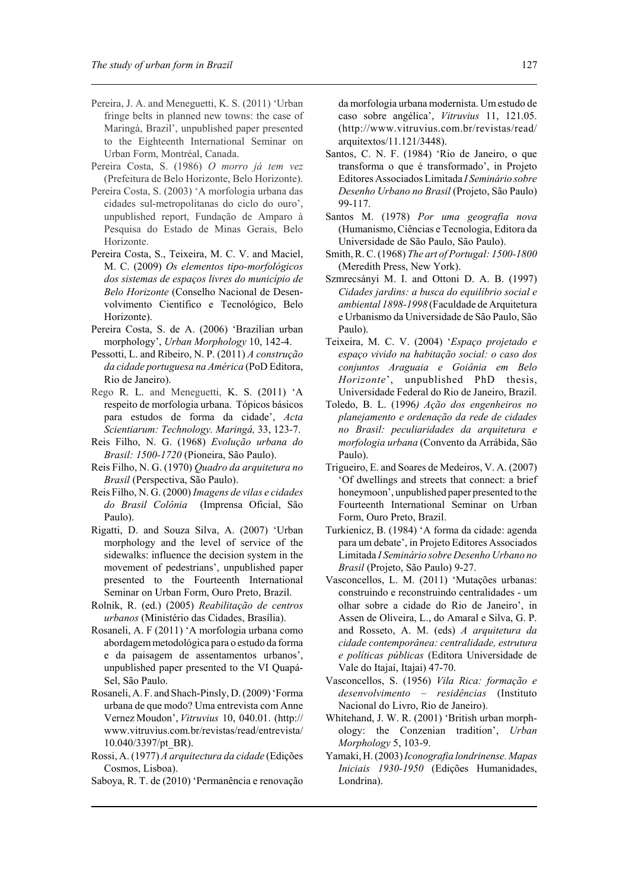Pereira, J. A. and Meneguetti, K. S. (2011) 'Urban fringe belts in planned new towns: the case of Maringá, Brazil', unpublished paper presented to the Eighteenth International Seminar on Urban Form, Montréal, Canada.

Pereira Costa, S. (1986) *O morro já tem vez* (Prefeitura de Belo Horizonte, Belo Horizonte).

Pereira Costa, S. (2003) 'A morfologia urbana das cidades sul-metropolitanas do ciclo do ouro', unpublished report, Fundação de Amparo à Pesquisa do Estado de Minas Gerais, Belo Horizonte.

Pereira Costa, S., Teixeira, M. C. V. and Maciel, M. C. (2009) *Os elementos tipo-morfológicos dos sistemas de espaços livres do município de Belo Horizonte* (Conselho Nacional de Desenvolvimento Científico e Tecnológico, Belo Horizonte).

Pereira Costa, S. de A. (2006) 'Brazilian urban morphology', *Urban Morphology* 10, 142-4.

Pessotti, L. and Ribeiro, N. P. (2011) *A construção da cidade portuguesa na América* (PoD Editora, Rio de Janeiro).

Rego R. L. and Meneguetti, K. S. (2011) 'A respeito de morfologia urbana. Tópicos básicos para estudos de forma da cidade', *Acta Scientiarum: Technology. Maringá,* 33, 123-7.

Reis Filho, N. G. (1968) *Evolução urbana do Brasil: 1500-1720* (Pioneira, São Paulo).

Reis Filho, N. G. (1970) *Quadro da arquitetura no Brasil* (Perspectiva, São Paulo).

Reis Filho, N. G. (2000) *Imagens de vilas e cidades do Brasil Colônia* (Imprensa Oficial, São Paulo).

Rigatti, D. and Souza Silva, A. (2007) 'Urban morphology and the level of service of the sidewalks: influence the decision system in the movement of pedestrians', unpublished paper presented to the Fourteenth International Seminar on Urban Form, Ouro Preto, Brazil.

Rolnik, R. (ed.) (2005) *Reabilitação de centros urbanos* (Ministério das Cidades, Brasília).

Rosaneli, A. F (2011) 'A morfologia urbana como abordagem metodológica para o estudo da forma e da paisagem de assentamentos urbanos', unpublished paper presented to the VI Quapá-Sel, São Paulo.

Rosaneli, A. F. and Shach-Pinsly, D. (2009) 'Forma urbana de que modo? Uma entrevista com Anne Vernez Moudon', *Vitruvius* 10, 040.01. (http://www.vitruvius.com.br/revistas/read/entrevista/10.040/3397/pt_BR).

Rossi, A. (1977) *A arquitectura da cidade* (Edições Cosmos, Lisboa).

Saboya, R. T. de (2010) 'Permanência e renovação da morfologia urbana modernista. Um estudo de caso sobre angélica', *Vitruvius* 11, 121.05. (http://www.vitruvius.com.br/revistas/read/arquitextos/11.121/3448).

Santos, C. N. F. (1984) 'Rio de Janeiro, o que transforma o que é transformado', in Projeto Editores Associados Limitada *I Seminário sobre Desenho Urbano no Brasil* (Projeto, São Paulo) 99-117.

Santos M. (1978) *Por uma geografia nova* (Humanismo, Ciências e Tecnologia, Editora da Universidade de São Paulo, São Paulo).

Smith, R. C. (1968) *The art of Portugal: 1500-1800* (Meredith Press, New York).

Szmrecsányi M. I. and Ottoni D. A. B. (1997) *Cidades jardins: a busca do equilíbrio social e ambiental 1898-1998* (Faculdade de Arquitetura e Urbanismo da Universidade de São Paulo, São Paulo).

Teixeira, M. C. V. (2004) '*Espaço projetado e espaço vivido na habitação social: o caso dos conjuntos Araguaia e Goiânia em Belo Horizonte*', unpublished PhD thesis, Universidade Federal do Rio de Janeiro, Brazil.

Toledo, B. L. (1996) *Ação dos engenheiros no planejamento e ordenação da rede de cidades no Brasil: peculiaridades da arquitetura e morfologia urbana* (Convento da Arrábida, São Paulo).

Trigueiro, E. and Soares de Medeiros, V. A. (2007) 'Of dwellings and streets that connect: a brief honeymoon', unpublished paper presented to the Fourteenth International Seminar on Urban Form, Ouro Preto, Brazil.

Turkienicz, B. (1984) 'A forma da cidade: agenda para um debate', in Projeto Editores Associados Limitada *I Seminário sobre Desenho Urbano no Brasil* (Projeto, São Paulo) 9-27.

Vasconcellos, L. M. (2011) 'Mutações urbanas: construindo e reconstruindo centralidades - um olhar sobre a cidade do Rio de Janeiro', in Assen de Oliveira, L., do Amaral e Silva, G. P. and Rosseto, A. M. (eds) *A arquitetura da cidade contemporânea: centralidade, estrutura e políticas públicas* (Editora Universidade de Vale do Itajaí, Itajaí) 47-70.

Vasconcellos, S. (1956) *Vila Rica: formação e desenvolvimento – residências* (Instituto Nacional do Livro, Rio de Janeiro).

Whitehand, J. W. R. (2001) 'British urban morphology: the Conzenian tradition', *Urban Morphology* 5, 103-9.

Yamaki, H. (2003) *Iconografia londrinense. Mapas Iniciais 1930-1950* (Edições Humanidades, Londrina).